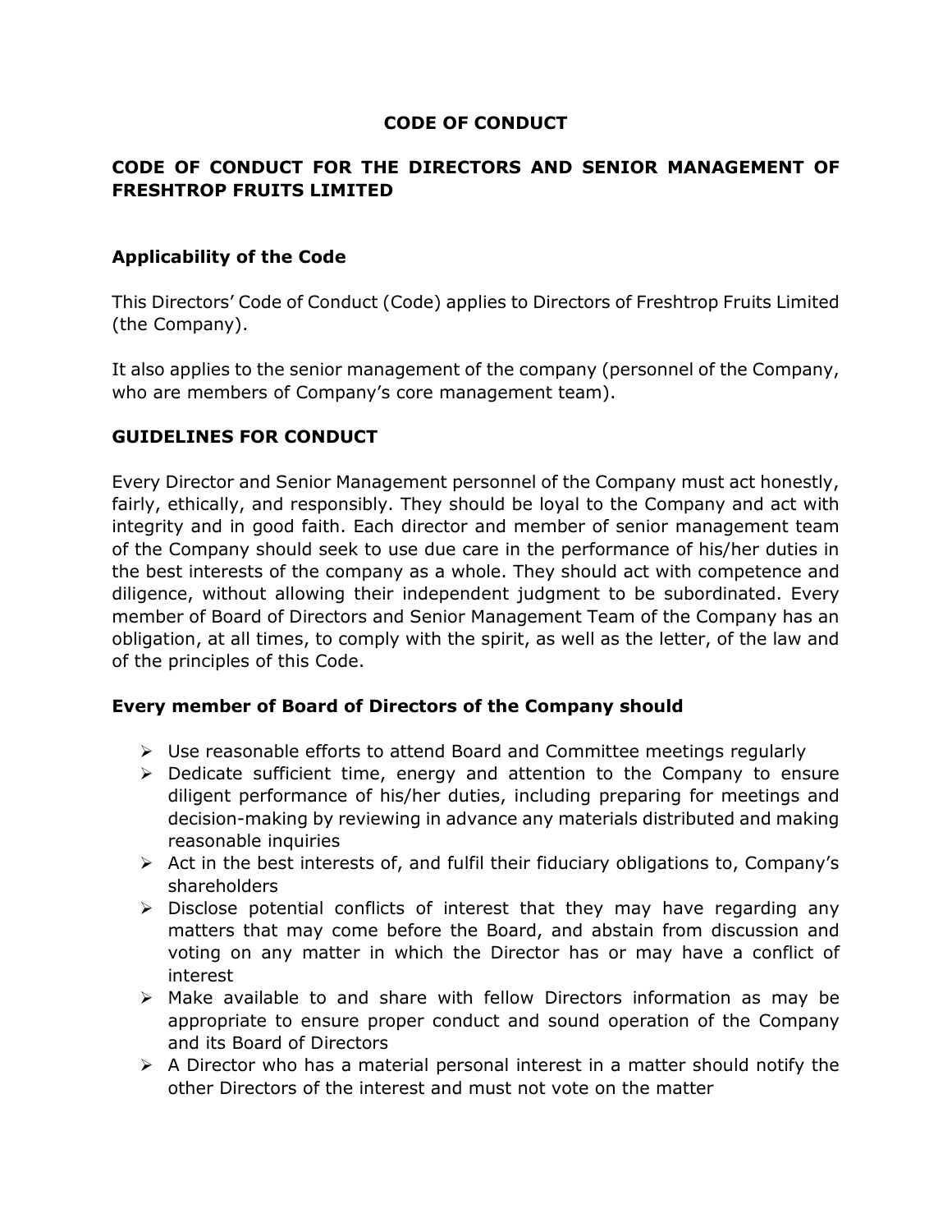# CODE OF CONDUCT

## CODE OF CONDUCT FOR THE DIRECTORS AND SENIOR MANAGEMENT OF FRESHTROP FRUITS LIMITED

### Applicability of the Code

This Directors' Code of Conduct (Code) applies to Directors of Freshtrop Fruits Limited (the Company).

It also applies to the senior management of the company (personnel of the Company, who are members of Company's core management team).

### GUIDELINES FOR CONDUCT

Every Director and Senior Management personnel of the Company must act honestly, fairly, ethically, and responsibly. They should be loyal to the Company and act with integrity and in good faith. Each director and member of senior management team of the Company should seek to use due care in the performance of his/her duties in the best interests of the company as a whole. They should act with competence and diligence, without allowing their independent judgment to be subordinated. Every member of Board of Directors and Senior Management Team of the Company has an obligation, at all times, to comply with the spirit, as well as the letter, of the law and of the principles of this Code.

### Every member of Board of Directors of the Company should

- Use reasonable efforts to attend Board and Committee meetings regularly
- Dedicate sufficient time, energy and attention to the Company to ensure diligent performance of his/her duties, including preparing for meetings and decision-making by reviewing in advance any materials distributed and making reasonable inquiries
- Act in the best interests of, and fulfil their fiduciary obligations to, Company's shareholders
- Disclose potential conflicts of interest that they may have regarding any matters that may come before the Board, and abstain from discussion and voting on any matter in which the Director has or may have a conflict of interest
- Make available to and share with fellow Directors information as may be appropriate to ensure proper conduct and sound operation of the Company and its Board of Directors
- A Director who has a material personal interest in a matter should notify the other Directors of the interest and must not vote on the matter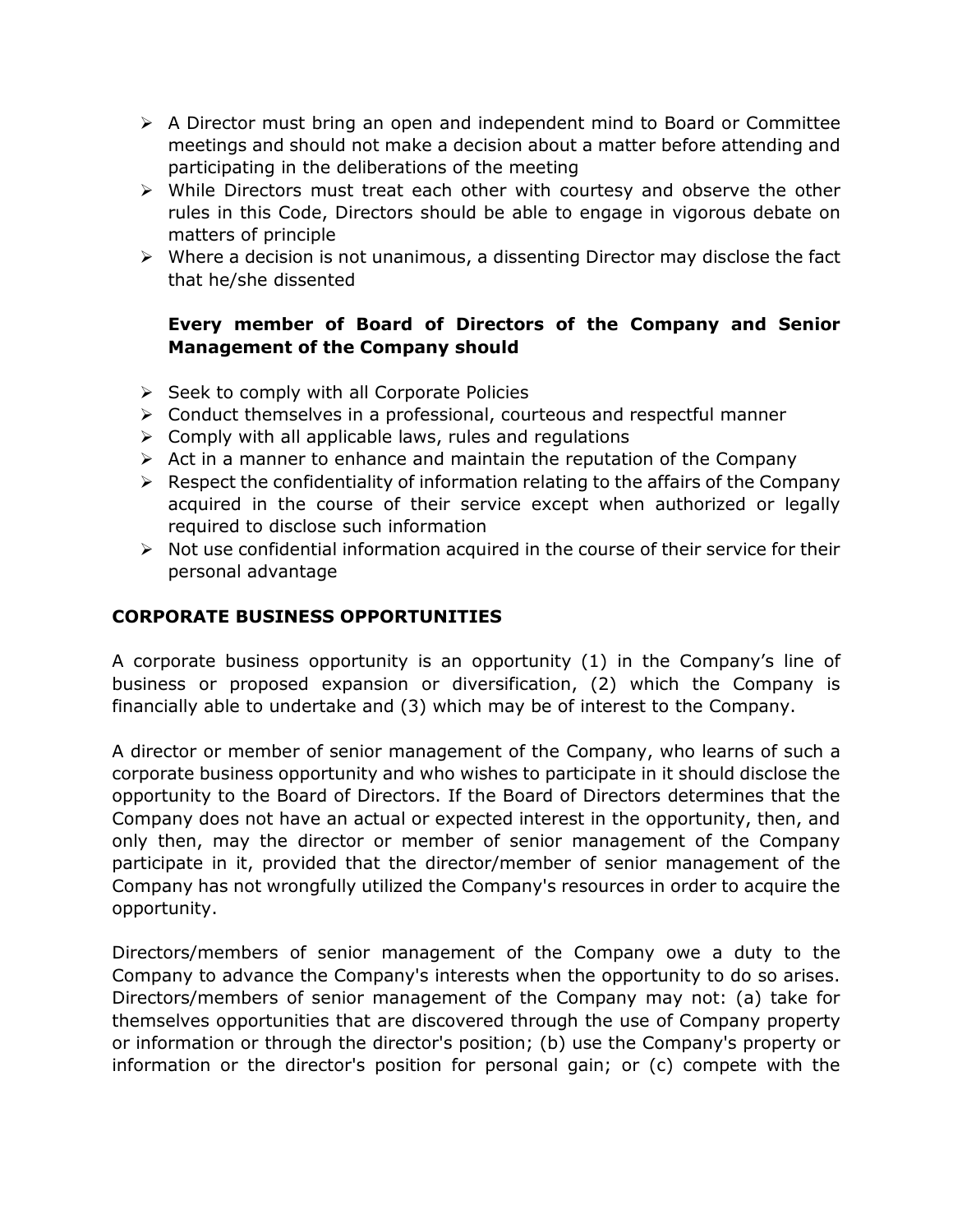- A Director must bring an open and independent mind to Board or Committee meetings and should not make a decision about a matter before attending and participating in the deliberations of the meeting
- While Directors must treat each other with courtesy and observe the other rules in this Code, Directors should be able to engage in vigorous debate on matters of principle
- Where a decision is not unanimous, a dissenting Director may disclose the fact that he/she dissented

**Every member of Board of Directors of the Company and Senior Management of the Company should**

- Seek to comply with all Corporate Policies
- Conduct themselves in a professional, courteous and respectful manner
- Comply with all applicable laws, rules and regulations
- Act in a manner to enhance and maintain the reputation of the Company
- Respect the confidentiality of information relating to the affairs of the Company acquired in the course of their service except when authorized or legally required to disclose such information
- Not use confidential information acquired in the course of their service for their personal advantage

## CORPORATE BUSINESS OPPORTUNITIES

A corporate business opportunity is an opportunity (1) in the Company's line of business or proposed expansion or diversification, (2) which the Company is financially able to undertake and (3) which may be of interest to the Company.

A director or member of senior management of the Company, who learns of such a corporate business opportunity and who wishes to participate in it should disclose the opportunity to the Board of Directors. If the Board of Directors determines that the Company does not have an actual or expected interest in the opportunity, then, and only then, may the director or member of senior management of the Company participate in it, provided that the director/member of senior management of the Company has not wrongfully utilized the Company's resources in order to acquire the opportunity.

Directors/members of senior management of the Company owe a duty to the Company to advance the Company's interests when the opportunity to do so arises. Directors/members of senior management of the Company may not: (a) take for themselves opportunities that are discovered through the use of Company property or information or through the director's position; (b) use the Company's property or information or the director's position for personal gain; or (c) compete with the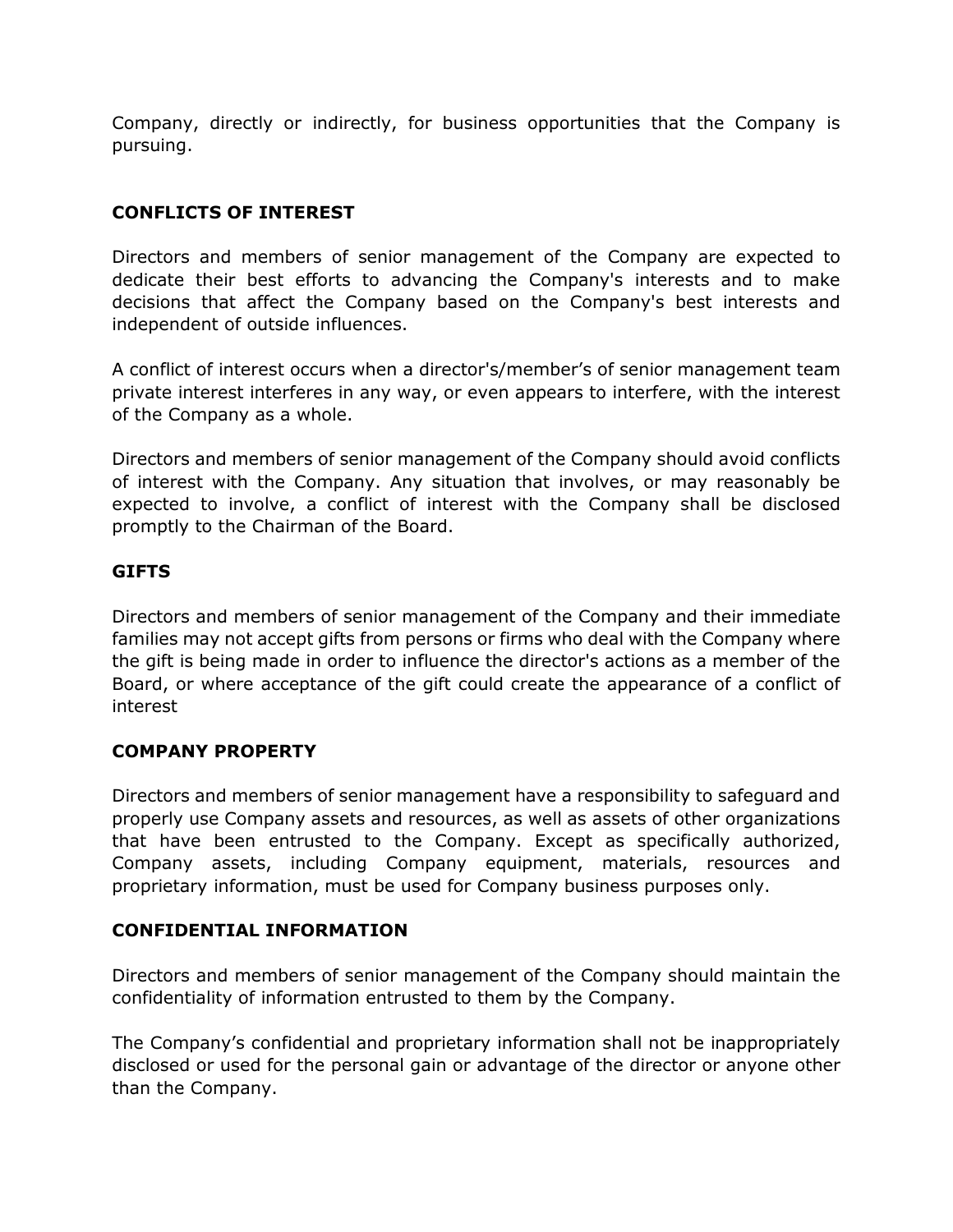Company, directly or indirectly, for business opportunities that the Company is pursuing.

## CONFLICTS OF INTEREST

Directors and members of senior management of the Company are expected to dedicate their best efforts to advancing the Company's interests and to make decisions that affect the Company based on the Company's best interests and independent of outside influences.

A conflict of interest occurs when a director's/member's of senior management team private interest interferes in any way, or even appears to interfere, with the interest of the Company as a whole.

Directors and members of senior management of the Company should avoid conflicts of interest with the Company. Any situation that involves, or may reasonably be expected to involve, a conflict of interest with the Company shall be disclosed promptly to the Chairman of the Board.

## GIFTS

Directors and members of senior management of the Company and their immediate families may not accept gifts from persons or firms who deal with the Company where the gift is being made in order to influence the director's actions as a member of the Board, or where acceptance of the gift could create the appearance of a conflict of interest

## COMPANY PROPERTY

Directors and members of senior management have a responsibility to safeguard and properly use Company assets and resources, as well as assets of other organizations that have been entrusted to the Company. Except as specifically authorized, Company assets, including Company equipment, materials, resources and proprietary information, must be used for Company business purposes only.

## CONFIDENTIAL INFORMATION

Directors and members of senior management of the Company should maintain the confidentiality of information entrusted to them by the Company.

The Company's confidential and proprietary information shall not be inappropriately disclosed or used for the personal gain or advantage of the director or anyone other than the Company.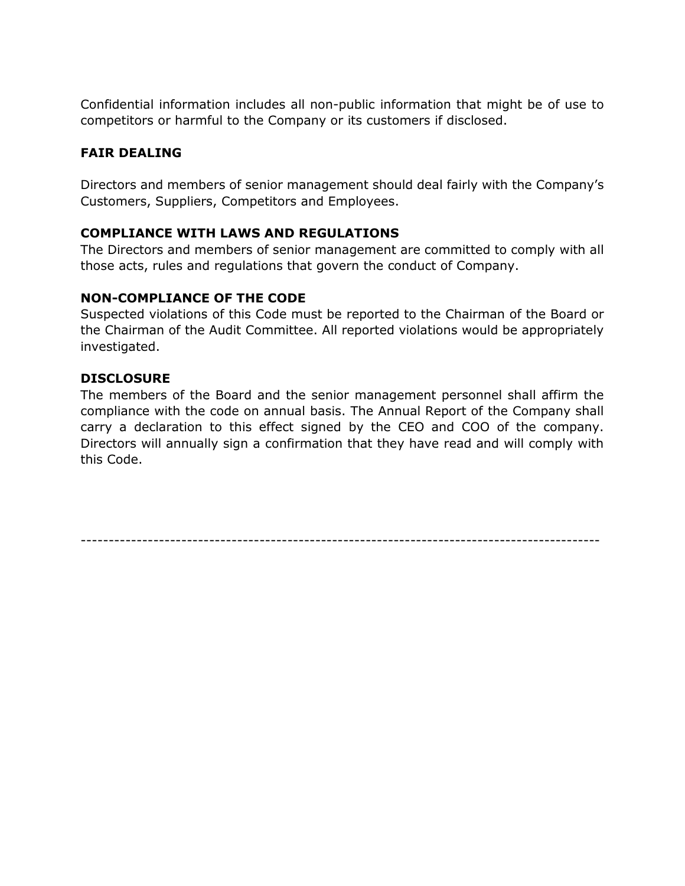Confidential information includes all non-public information that might be of use to competitors or harmful to the Company or its customers if disclosed.

## FAIR DEALING

Directors and members of senior management should deal fairly with the Company's Customers, Suppliers, Competitors and Employees.

## COMPLIANCE WITH LAWS AND REGULATIONS

The Directors and members of senior management are committed to comply with all those acts, rules and regulations that govern the conduct of Company.

## NON-COMPLIANCE OF THE CODE

Suspected violations of this Code must be reported to the Chairman of the Board or the Chairman of the Audit Committee. All reported violations would be appropriately investigated.

## DISCLOSURE

The members of the Board and the senior management personnel shall affirm the compliance with the code on annual basis. The Annual Report of the Company shall carry a declaration to this effect signed by the CEO and COO of the company. Directors will annually sign a confirmation that they have read and will comply with this Code.

---